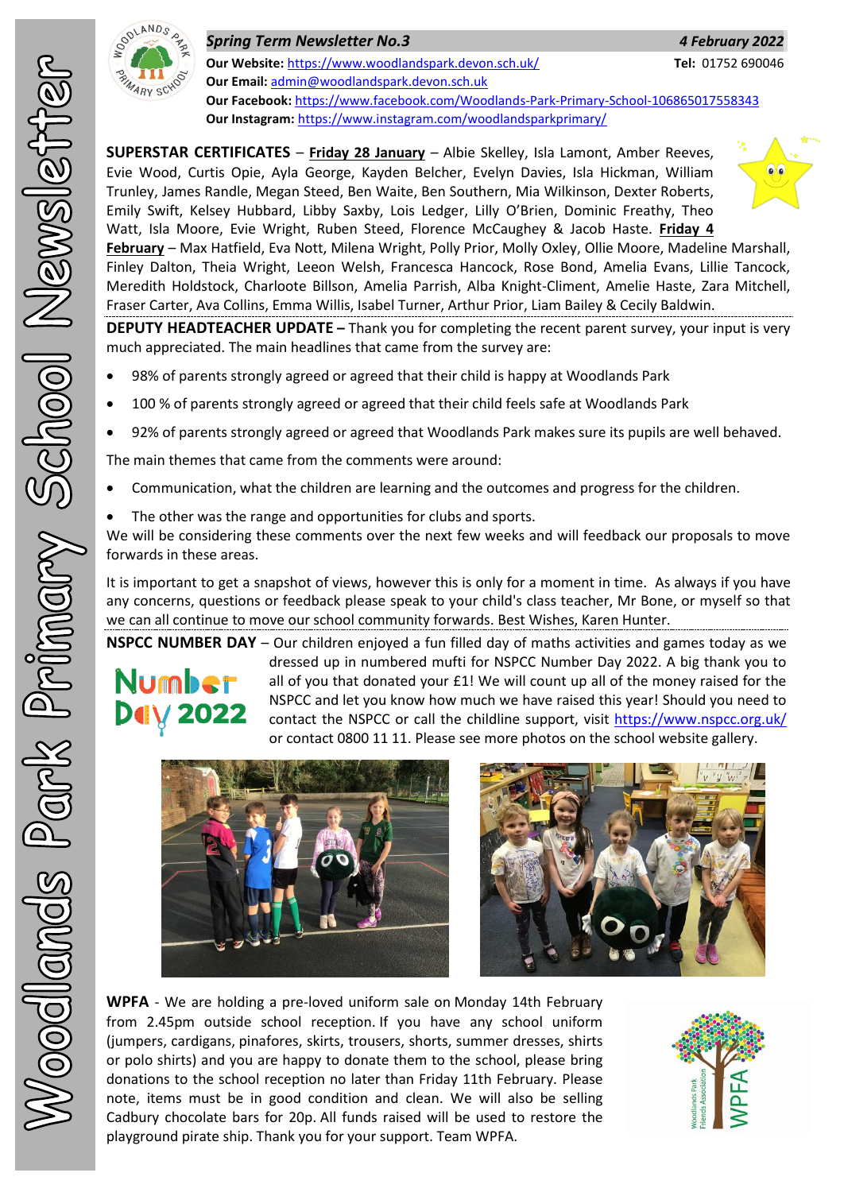**Spring Term Newsletter No.3** **4 February 2022**

**Our Website:** https://www.woodlandspark.devon.sch.uk/ **Tel:** 01752 690046
**Our Email:** admin@woodlandspark.devon.sch.uk
**Our Facebook:** https://www.facebook.com/Woodlands-Park-Primary-School-106865017558343
**Our Instagram:** https://www.instagram.com/woodlandsparkprimary/

**SUPERSTAR CERTIFICATES** – **Friday 28 January** – Albie Skelley, Isla Lamont, Amber Reeves, Evie Wood, Curtis Opie, Ayla George, Kayden Belcher, Evelyn Davies, Isla Hickman, William Trunley, James Randle, Megan Steed, Ben Waite, Ben Southern, Mia Wilkinson, Dexter Roberts, Emily Swift, Kelsey Hubbard, Libby Saxby, Lois Ledger, Lilly O'Brien, Dominic Freathy, Theo Watt, Isla Moore, Evie Wright, Ruben Steed, Florence McCaughey & Jacob Haste. **Friday 4 February** – Max Hatfield, Eva Nott, Milena Wright, Polly Prior, Molly Oxley, Ollie Moore, Madeline Marshall, Finley Dalton, Theia Wright, Leeon Welsh, Francesca Hancock, Rose Bond, Amelia Evans, Lillie Tancock, Meredith Holdstock, Charloote Billson, Amelia Parrish, Alba Knight-Climent, Amelie Haste, Zara Mitchell, Fraser Carter, Ava Collins, Emma Willis, Isabel Turner, Arthur Prior, Liam Bailey & Cecily Baldwin.

**DEPUTY HEADTEACHER UPDATE –** Thank you for completing the recent parent survey, your input is very much appreciated. The main headlines that came from the survey are:

- 98% of parents strongly agreed or agreed that their child is happy at Woodlands Park
- 100 % of parents strongly agreed or agreed that their child feels safe at Woodlands Park
- 92% of parents strongly agreed or agreed that Woodlands Park makes sure its pupils are well behaved.

The main themes that came from the comments were around:

- Communication, what the children are learning and the outcomes and progress for the children.
- The other was the range and opportunities for clubs and sports.

We will be considering these comments over the next few weeks and will feedback our proposals to move forwards in these areas.

It is important to get a snapshot of views, however this is only for a moment in time. As always if you have any concerns, questions or feedback please speak to your child's class teacher, Mr Bone, or myself so that we can all continue to move our school community forwards. Best Wishes, Karen Hunter.

**NSPCC NUMBER DAY** – Our children enjoyed a fun filled day of maths activities and games today as we dressed up in numbered mufti for NSPCC Number Day 2022. A big thank you to all of you that donated your £1! We will count up all of the money raised for the NSPCC and let you know how much we have raised this year! Should you need to contact the NSPCC or call the childline support, visit https://www.nspcc.org.uk/ or contact 0800 11 11. Please see more photos on the school website gallery.

**WPFA** - We are holding a pre-loved uniform sale on Monday 14th February from 2.45pm outside school reception. If you have any school uniform (jumpers, cardigans, pinafores, skirts, trousers, shorts, summer dresses, shirts or polo shirts) and you are happy to donate them to the school, please bring donations to the school reception no later than Friday 11th February. Please note, items must be in good condition and clean. We will also be selling Cadbury chocolate bars for 20p. All funds raised will be used to restore the playground pirate ship. Thank you for your support. Team WPFA.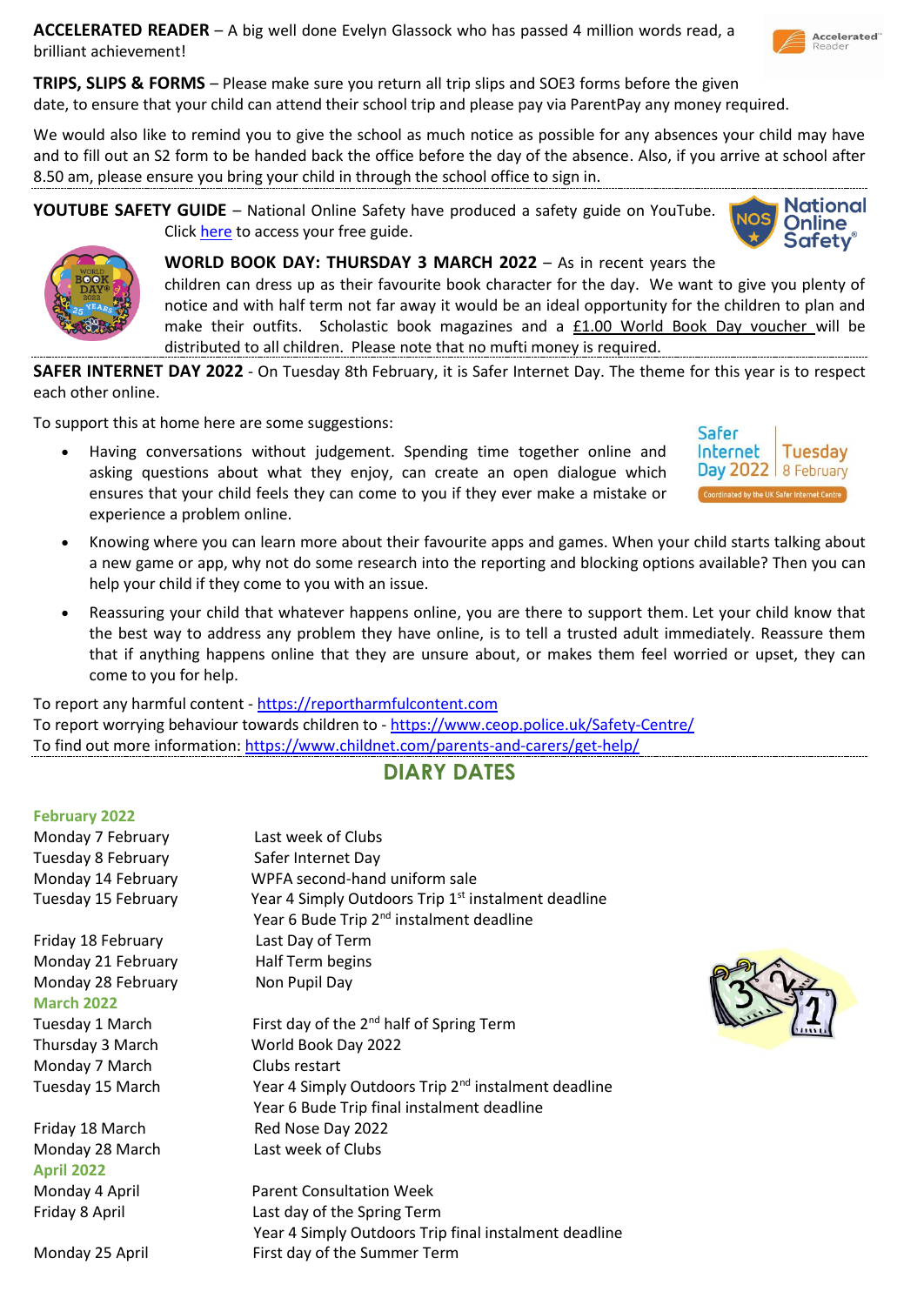**ACCELERATED READER** – A big well done Evelyn Glassock who has passed 4 million words read, a brilliant achievement!

**TRIPS, SLIPS & FORMS** – Please make sure you return all trip slips and SOE3 forms before the given date, to ensure that your child can attend their school trip and please pay via ParentPay any money required.

We would also like to remind you to give the school as much notice as possible for any absences your child may have and to fill out an S2 form to be handed back the office before the day of the absence. Also, if you arrive at school after 8.50 am, please ensure you bring your child in through the school office to sign in.

**YOUTUBE SAFETY GUIDE** – National Online Safety have produced a safety guide on YouTube. Click here to access your free guide.

**WORLD BOOK DAY: THURSDAY 3 MARCH 2022** – As in recent years the children can dress up as their favourite book character for the day. We want to give you plenty of notice and with half term not far away it would be an ideal opportunity for the children to plan and make their outfits. Scholastic book magazines and a £1.00 World Book Day voucher will be distributed to all children. Please note that no mufti money is required.

**SAFER INTERNET DAY 2022** - On Tuesday 8th February, it is Safer Internet Day. The theme for this year is to respect each other online.

To support this at home here are some suggestions:

- Having conversations without judgement. Spending time together online and asking questions about what they enjoy, can create an open dialogue which ensures that your child feels they can come to you if they ever make a mistake or experience a problem online.
- Knowing where you can learn more about their favourite apps and games. When your child starts talking about a new game or app, why not do some research into the reporting and blocking options available? Then you can help your child if they come to you with an issue.
- Reassuring your child that whatever happens online, you are there to support them. Let your child know that the best way to address any problem they have online, is to tell a trusted adult immediately. Reassure them that if anything happens online that they are unsure about, or makes them feel worried or upset, they can come to you for help.

To report any harmful content - https://reportharmfulcontent.com
To report worrying behaviour towards children to - https://www.ceop.police.uk/Safety-Centre/
To find out more information: https://www.childnet.com/parents-and-carers/get-help/

## DIARY DATES

**February 2022**

| | |
|---|---|
| Monday 7 February | Last week of Clubs |
| Tuesday 8 February | Safer Internet Day |
| Monday 14 February | WPFA second-hand uniform sale |
| Tuesday 15 February | Year 4 Simply Outdoors Trip 1st instalment deadline<br>Year 6 Bude Trip 2nd instalment deadline |
| Friday 18 February | Last Day of Term |
| Monday 21 February | Half Term begins |
| Monday 28 February | Non Pupil Day |

**March 2022**

| | |
|---|---|
| Tuesday 1 March | First day of the 2nd half of Spring Term |
| Thursday 3 March | World Book Day 2022 |
| Monday 7 March | Clubs restart |
| Tuesday 15 March | Year 4 Simply Outdoors Trip 2nd instalment deadline<br>Year 6 Bude Trip final instalment deadline |
| Friday 18 March | Red Nose Day 2022 |
| Monday 28 March | Last week of Clubs |

**April 2022**

| | |
|---|---|
| Monday 4 April | Parent Consultation Week |
| Friday 8 April | Last day of the Spring Term<br>Year 4 Simply Outdoors Trip final instalment deadline |
| Monday 25 April | First day of the Summer Term |